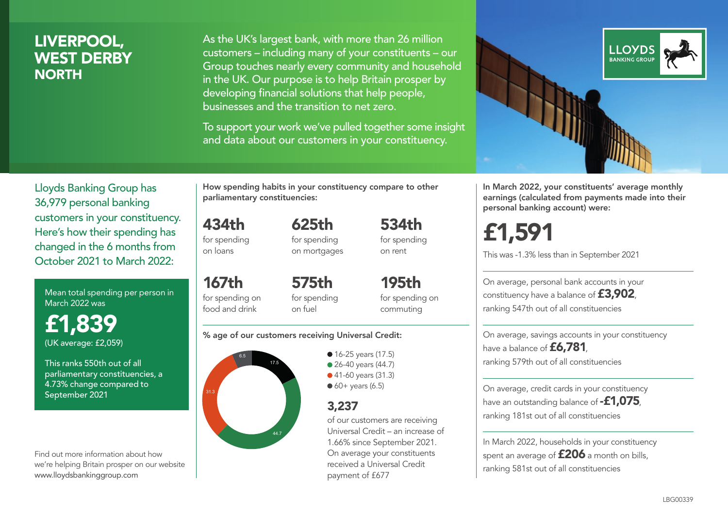# LIVERPOOL, WEST DERBY NORTH

As the UK's largest bank, with more than 26 million customers – including many of your constituents – our Group touches nearly every community and household in the UK. Our purpose is to help Britain prosper by developing financial solutions that help people, businesses and the transition to net zero.

To support your work we've pulled together some insight and data about our customers in your constituency.

LLOYDS BANKING GROUP

Lloyds Banking Group has 36,979 personal banking customers in your constituency. Here's how their spending has changed in the 6 months from October 2021 to March 2022:

Mean total spending per person in March 2022 was

**£1,839**

(UK average: £2,059)

This ranks 550th out of all parliamentary constituencies, a 4.73% change compared to September 2021

Find out more information about how we're helping Britain prosper on our website www.lloydsbankinggroup.com

**How spending habits in your constituency compare to other parliamentary constituencies:**

**434th** for spending on loans

**625th** for spending on mortgages

**534th** for spending on rent

**167th** for spending on food and drink

**575th** for spending on fuel

**195th** for spending on commuting

**% age of our customers receiving Universal Credit:**

- 16-25 years (17.5)
- 26-40 years (44.7)
- 41-60 years (31.3)
- 60+ years (6.5)

**3,237**

of our customers are receiving Universal Credit – an increase of 1.66% since September 2021. On average your constituents received a Universal Credit payment of £677

**In March 2022, your constituents' average monthly earnings (calculated from payments made into their personal banking account) were:**

**£1,591**

This was -1.3% less than in September 2021

On average, personal bank accounts in your constituency have a balance of **£3,902**, ranking 547th out of all constituencies

On average, savings accounts in your constituency have a balance of **£6,781**, ranking 579th out of all constituencies

On average, credit cards in your constituency have an outstanding balance of **-£1,075**, ranking 181st out of all constituencies

In March 2022, households in your constituency spent an average of **£206** a month on bills, ranking 581st out of all constituencies

LBG00339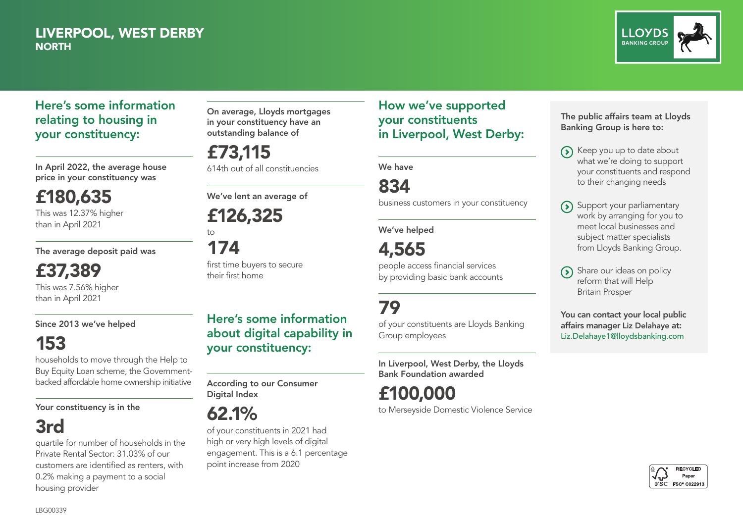# LIVERPOOL, WEST DERBY

**NORTH**

## Here's some information relating to housing in your constituency:

**In April 2022, the average house price in your constituency was**

# £180,635

This was 12.37% higher than in April 2021

**The average deposit paid was**

# £37,389

This was 7.56% higher than in April 2021

**Since 2013 we've helped**

# 153

households to move through the Help to Buy Equity Loan scheme, the Government-backed affordable home ownership initiative

**Your constituency is in the**

# 3rd

quartile for number of households in the Private Rental Sector: 31.03% of our customers are identified as renters, with 0.2% making a payment to a social housing provider

**On average, Lloyds mortgages in your constituency have an outstanding balance of**

# £73,115

614th out of all constituencies

**We've lent an average of**

# £126,325

to

# 174

first time buyers to secure their first home

## Here's some information about digital capability in your constituency:

**According to our Consumer Digital Index**

# 62.1%

of your constituents in 2021 had high or very high levels of digital engagement. This is a 6.1 percentage point increase from 2020

## How we've supported your constituents in Liverpool, West Derby:

**We have**

# 834

business customers in your constituency

**We've helped**

# 4,565

people access financial services by providing basic bank accounts

# 79

of your constituents are Lloyds Banking Group employees

**In Liverpool, West Derby, the Lloyds Bank Foundation awarded**

# £100,000

to Merseyside Domestic Violence Service

**The public affairs team at Lloyds Banking Group is here to:**

- Keep you up to date about what we're doing to support your constituents and respond to their changing needs
- Support your parliamentary work by arranging for you to meet local businesses and subject matter specialists from Lloyds Banking Group.
- Share our ideas on policy reform that will Help Britain Prosper

**You can contact your local public affairs manager Liz Delahaye at:**
Liz.Delahaye1@lloydsbanking.com

LBG00339